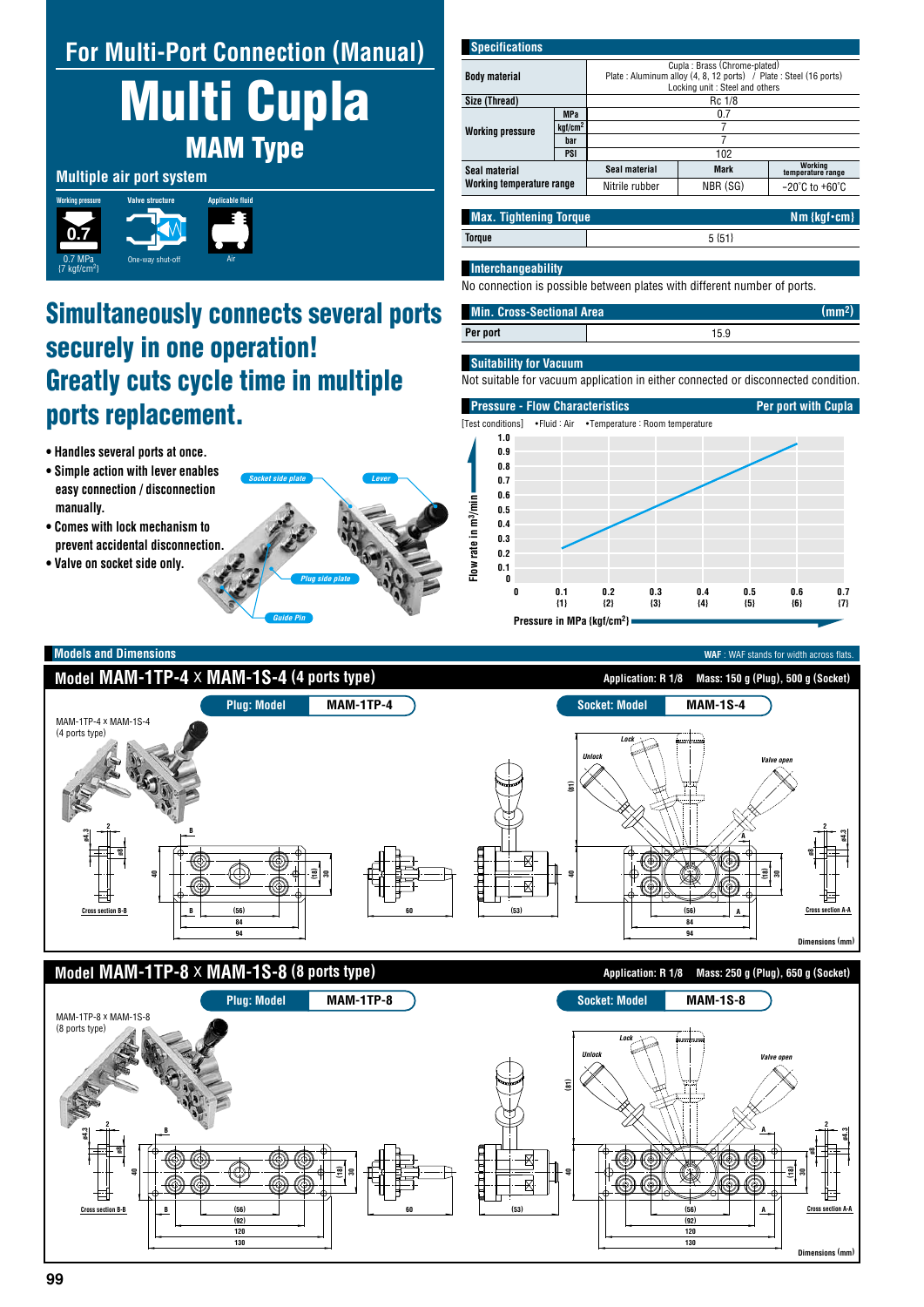## For Multi-Port Connection (Manual)

# Multi Cupla

## MAM Type

### Multiple air port system

| Working pressure | Valve structure | Applicable fluid |
|---|---|---|
| 0.7 MPa {7 kgf/cm²} | One-way shut-off | Air |

## Simultaneously connects several ports securely in one operation! Greatly cuts cycle time in multiple ports replacement.

- Handles several ports at once.
- Simple action with lever enables easy connection / disconnection manually.
- Comes with lock mechanism to prevent accidental disconnection.
- Valve on socket side only.

Socket side plate, Lever, Plug side plate, Guide Pin

### Specifications

| | | | | |
|---|---|---|---|---|
| Body material | | Cupla : Brass (Chrome-plated) Plate : Aluminum alloy (4, 8, 12 ports) / Plate : Steel (16 ports) Locking unit : Steel and others | | |
| Size (Thread) | | Rc 1/8 | | |
| Working pressure | MPa | 0.7 | | |
| | kgf/cm² | 7 | | |
| | bar | 7 | | |
| | PSI | 102 | | |
| Seal material Working temperature range | | Seal material | Mark | Working temperature range |
| | | Nitrile rubber | NBR (SG) | −20°C to +60°C |

### Max. Tightening Torque — Nm {kgf•cm}

| | |
|---|---|
| Torque | 5 {51} |

### Interchangeability

No connection is possible between plates with different number of ports.

### Min. Cross-Sectional Area — (mm²)

| | |
|---|---|
| Per port | 15.9 |

### Suitability for Vacuum

Not suitable for vacuum application in either connected or disconnected condition.

### Pressure - Flow Characteristics — Per port with Cupla

[Test conditions] •Fluid : Air •Temperature : Room temperature

Flow rate in m³/min (0 to 1.0) vs. Pressure in MPa {kgf/cm²} (0 to 0.7 {7})

### Models and Dimensions

WAF : WAF stands for width across flats.

#### Model MAM-1TP-4 × MAM-1S-4 (4 ports type)

Application: R 1/8 Mass: 150 g (Plug), 500 g (Socket)

Plug: Model MAM-1TP-4 — Socket: Model MAM-1S-4

MAM-1TP-4 × MAM-1S-4 (4 ports type)

Cross section B-B; Cross section A-A; Lock, Unlock, Valve open; dimensions: 2, ø4.3, ø8, 40, (18), 30, (56), 84, 94, 60, (53), (81)

Dimensions (mm)

#### Model MAM-1TP-8 × MAM-1S-8 (8 ports type)

Application: R 1/8 Mass: 250 g (Plug), 650 g (Socket)

Plug: Model MAM-1TP-8 — Socket: Model MAM-1S-8

MAM-1TP-8 × MAM-1S-8 (8 ports type)

Cross section B-B; Cross section A-A; Lock, Unlock, Valve open; dimensions: 2, ø4.3, ø8, 40, (18), 30, (56), (92), 120, 130, 60, (53), (81)

Dimensions (mm)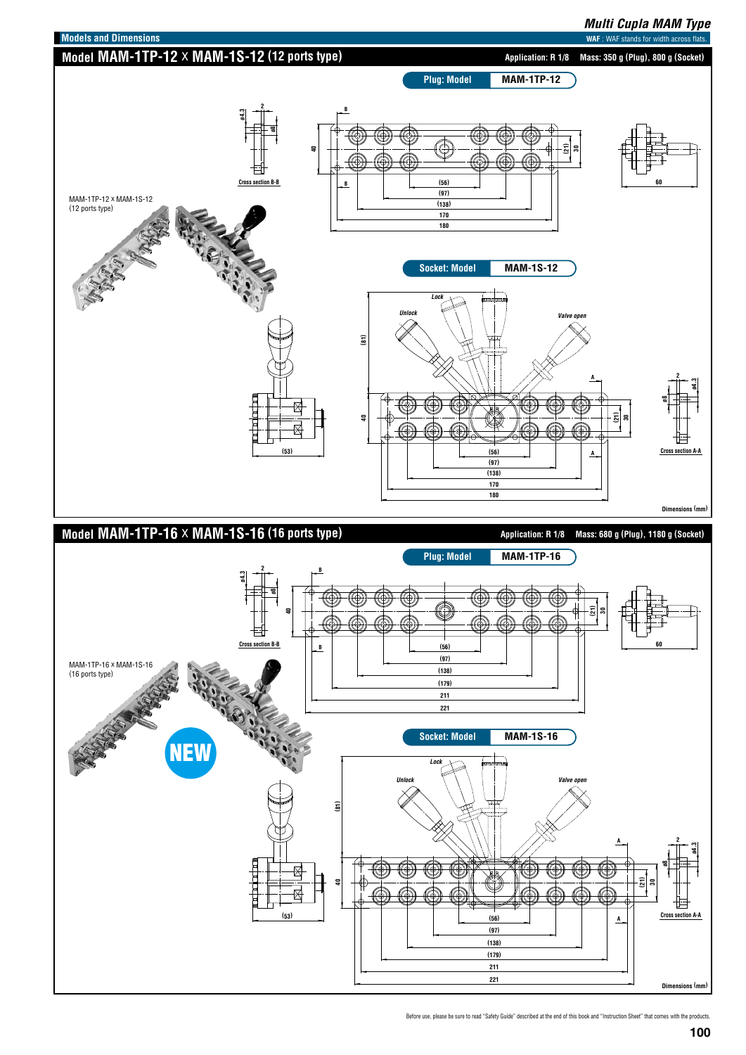# Multi Cupla MAM Type

## Models and Dimensions

WAF : WAF stands for width across flats.

## Model MAM-1TP-12 × MAM-1S-12 (12 ports type)

Application: R 1/8 Mass: 350 g (Plug), 800 g (Socket)

MAM-1TP-12 x MAM-1S-12
(12 ports type)

**Plug: Model** MAM-1TP-12

ø4.3
2
ø8
Cross section B-B
B
40
B
(21)
30
(56)
(97)
(138)
170
180
60

**Socket: Model** MAM-1S-12

Lock
Unlock
Valve open
(81)
40
A
A
(21)
30
(56)
(97)
(138)
170
180
(53)
2
ø4.3
ø8
Cross section A-A

Dimensions (mm)

## Model MAM-1TP-16 × MAM-1S-16 (16 ports type)

Application: R 1/8 Mass: 680 g (Plug), 1180 g (Socket)

MAM-1TP-16 x MAM-1S-16
(16 ports type)

NEW

**Plug: Model** MAM-1TP-16

ø4.3
2
ø8
Cross section B-B
B
40
B
(21)
30
(56)
(97)
(138)
(179)
211
221
60

**Socket: Model** MAM-1S-16

Lock
Unlock
Valve open
(81)
40
A
A
(21)
30
(56)
(97)
(138)
(179)
211
221
(53)
2
ø4.3
ø8
Cross section A-A

Dimensions (mm)

Before use, please be sure to read "Safety Guide" described at the end of this book and "Instruction Sheet" that comes with the products.